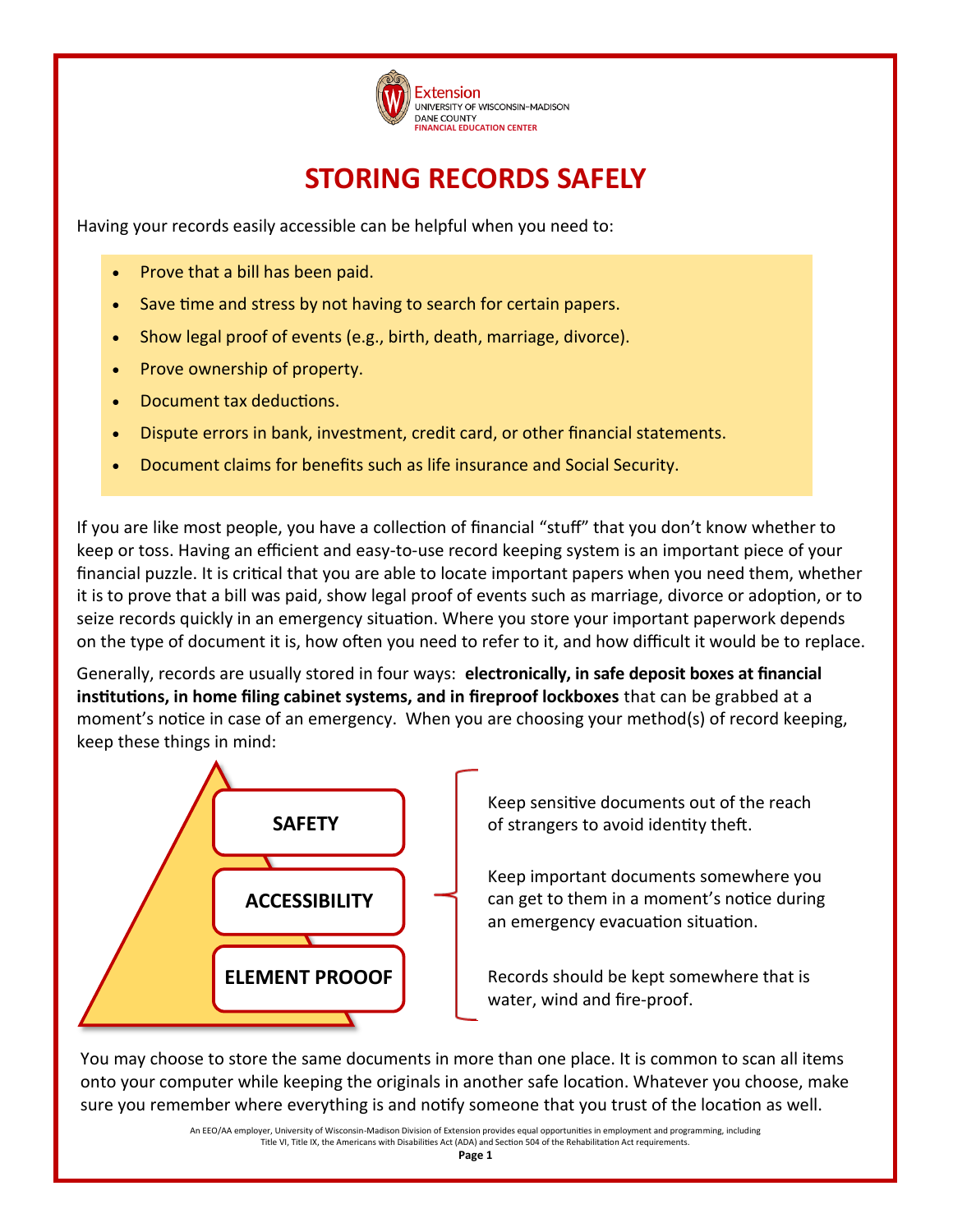Extension
UNIVERSITY OF WISCONSIN–MADISON
DANE COUNTY
FINANCIAL EDUCATION CENTER

# STORING RECORDS SAFELY

Having your records easily accessible can be helpful when you need to:

- Prove that a bill has been paid.
- Save time and stress by not having to search for certain papers.
- Show legal proof of events (e.g., birth, death, marriage, divorce).
- Prove ownership of property.
- Document tax deductions.
- Dispute errors in bank, investment, credit card, or other financial statements.
- Document claims for benefits such as life insurance and Social Security.

If you are like most people, you have a collection of financial "stuff" that you don't know whether to keep or toss. Having an efficient and easy-to-use record keeping system is an important piece of your financial puzzle. It is critical that you are able to locate important papers when you need them, whether it is to prove that a bill was paid, show legal proof of events such as marriage, divorce or adoption, or to seize records quickly in an emergency situation. Where you store your important paperwork depends on the type of document it is, how often you need to refer to it, and how difficult it would be to replace.

Generally, records are usually stored in four ways: **electronically, in safe deposit boxes at financial institutions, in home filing cabinet systems, and in fireproof lockboxes** that can be grabbed at a moment's notice in case of an emergency. When you are choosing your method(s) of record keeping, keep these things in mind:

**SAFETY** — Keep sensitive documents out of the reach of strangers to avoid identity theft.

**ACCESSIBILITY** — Keep important documents somewhere you can get to them in a moment's notice during an emergency evacuation situation.

**ELEMENT PROOOF** — Records should be kept somewhere that is water, wind and fire-proof.

You may choose to store the same documents in more than one place. It is common to scan all items onto your computer while keeping the originals in another safe location. Whatever you choose, make sure you remember where everything is and notify someone that you trust of the location as well.

An EEO/AA employer, University of Wisconsin-Madison Division of Extension provides equal opportunities in employment and programming, including Title VI, Title IX, the Americans with Disabilities Act (ADA) and Section 504 of the Rehabilitation Act requirements.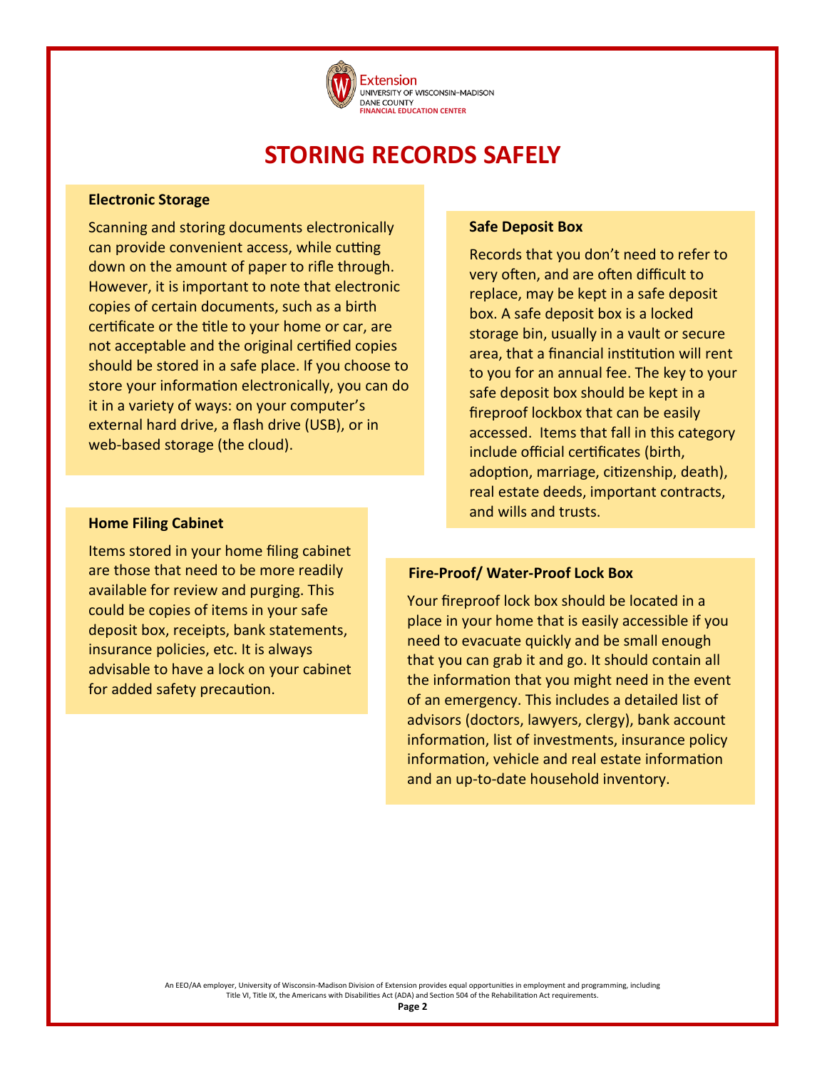Extension
UNIVERSITY OF WISCONSIN–MADISON
DANE COUNTY
FINANCIAL EDUCATION CENTER

# STORING RECORDS SAFELY

### Electronic Storage

Scanning and storing documents electronically can provide convenient access, while cutting down on the amount of paper to rifle through. However, it is important to note that electronic copies of certain documents, such as a birth certificate or the title to your home or car, are not acceptable and the original certified copies should be stored in a safe place. If you choose to store your information electronically, you can do it in a variety of ways: on your computer's external hard drive, a flash drive (USB), or in web-based storage (the cloud).

### Safe Deposit Box

Records that you don't need to refer to very often, and are often difficult to replace, may be kept in a safe deposit box. A safe deposit box is a locked storage bin, usually in a vault or secure area, that a financial institution will rent to you for an annual fee. The key to your safe deposit box should be kept in a fireproof lockbox that can be easily accessed. Items that fall in this category include official certificates (birth, adoption, marriage, citizenship, death), real estate deeds, important contracts, and wills and trusts.

### Home Filing Cabinet

Items stored in your home filing cabinet are those that need to be more readily available for review and purging. This could be copies of items in your safe deposit box, receipts, bank statements, insurance policies, etc. It is always advisable to have a lock on your cabinet for added safety precaution.

### Fire-Proof/ Water-Proof Lock Box

Your fireproof lock box should be located in a place in your home that is easily accessible if you need to evacuate quickly and be small enough that you can grab it and go. It should contain all the information that you might need in the event of an emergency. This includes a detailed list of advisors (doctors, lawyers, clergy), bank account information, list of investments, insurance policy information, vehicle and real estate information and an up-to-date household inventory.

An EEO/AA employer, University of Wisconsin-Madison Division of Extension provides equal opportunities in employment and programming, including Title VI, Title IX, the Americans with Disabilities Act (ADA) and Section 504 of the Rehabilitation Act requirements.